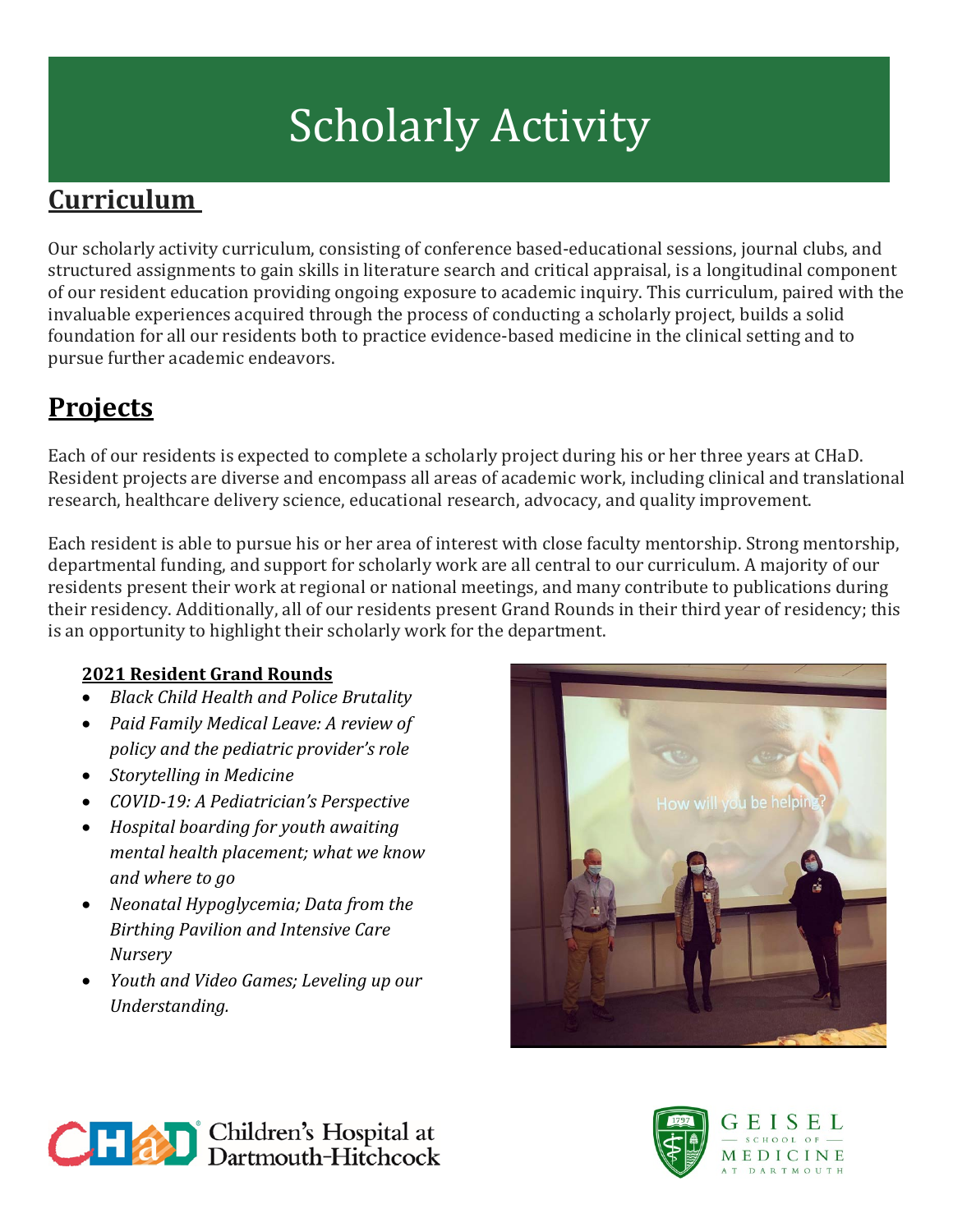# Scholarly Activity

## Curriculum

Our scholarly activity curriculum, consisting of conference based-educational sessions, journal clubs, and structured assignments to gain skills in literature search and critical appraisal, is a longitudinal component of our resident education providing ongoing exposure to academic inquiry. This curriculum, paired with the invaluable experiences acquired through the process of conducting a scholarly project, builds a solid foundation for all our residents both to practice evidence-based medicine in the clinical setting and to pursue further academic endeavors.

## Projects

Each of our residents is expected to complete a scholarly project during his or her three years at CHaD. Resident projects are diverse and encompass all areas of academic work, including clinical and translational research, healthcare delivery science, educational research, advocacy, and quality improvement.

Each resident is able to pursue his or her area of interest with close faculty mentorship. Strong mentorship, departmental funding, and support for scholarly work are all central to our curriculum. A majority of our residents present their work at regional or national meetings, and many contribute to publications during their residency. Additionally, all of our residents present Grand Rounds in their third year of residency; this is an opportunity to highlight their scholarly work for the department.

### 2021 Resident Grand Rounds

- *Black Child Health and Police Brutality*
- *Paid Family Medical Leave: A review of policy and the pediatric provider's role*
- *Storytelling in Medicine*
- *COVID-19: A Pediatrician's Perspective*
- *Hospital boarding for youth awaiting mental health placement; what we know and where to go*
- *Neonatal Hypoglycemia; Data from the Birthing Pavilion and Intensive Care Nursery*
- *Youth and Video Games; Leveling up our Understanding.*

Children's Hospital at Dartmouth-Hitchcock

Geisel School of Medicine at Dartmouth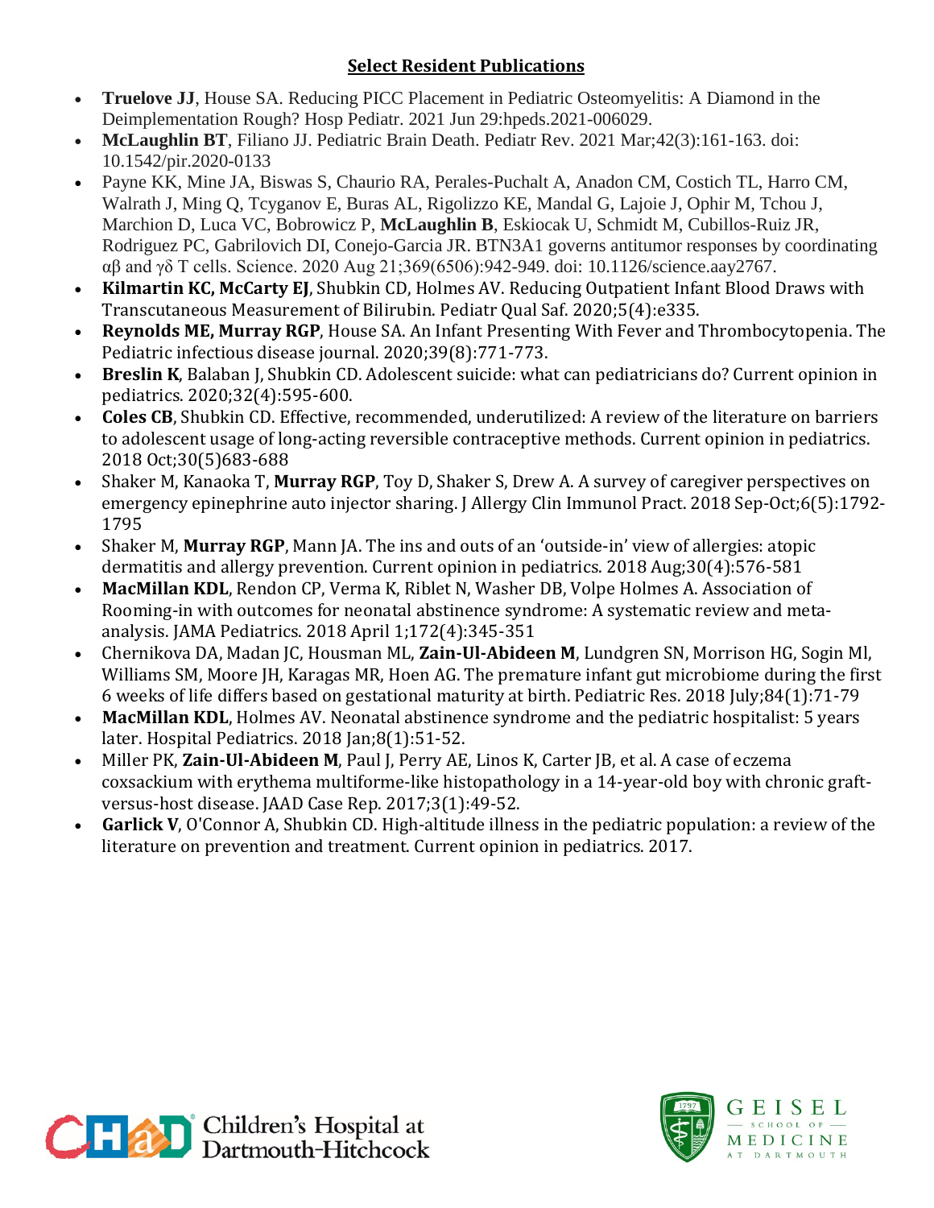## **Select Resident Publications**

- **Truelove JJ**, House SA. Reducing PICC Placement in Pediatric Osteomyelitis: A Diamond in the Deimplementation Rough? Hosp Pediatr. 2021 Jun 29:hpeds.2021-006029.
- **McLaughlin BT**, Filiano JJ. Pediatric Brain Death. Pediatr Rev. 2021 Mar;42(3):161-163. doi: 10.1542/pir.2020-0133
- Payne KK, Mine JA, Biswas S, Chaurio RA, Perales-Puchalt A, Anadon CM, Costich TL, Harro CM, Walrath J, Ming Q, Tcyganov E, Buras AL, Rigolizzo KE, Mandal G, Lajoie J, Ophir M, Tchou J, Marchion D, Luca VC, Bobrowicz P, **McLaughlin B**, Eskiocak U, Schmidt M, Cubillos-Ruiz JR, Rodriguez PC, Gabrilovich DI, Conejo-Garcia JR. BTN3A1 governs antitumor responses by coordinating αβ and γδ T cells. Science. 2020 Aug 21;369(6506):942-949. doi: 10.1126/science.aay2767.
- **Kilmartin KC, McCarty EJ**, Shubkin CD, Holmes AV. Reducing Outpatient Infant Blood Draws with Transcutaneous Measurement of Bilirubin. Pediatr Qual Saf. 2020;5(4):e335.
- **Reynolds ME, Murray RGP**, House SA. An Infant Presenting With Fever and Thrombocytopenia. The Pediatric infectious disease journal. 2020;39(8):771-773.
- **Breslin K**, Balaban J, Shubkin CD. Adolescent suicide: what can pediatricians do? Current opinion in pediatrics. 2020;32(4):595-600.
- **Coles CB**, Shubkin CD. Effective, recommended, underutilized: A review of the literature on barriers to adolescent usage of long-acting reversible contraceptive methods. Current opinion in pediatrics. 2018 Oct;30(5)683-688
- Shaker M, Kanaoka T, **Murray RGP**, Toy D, Shaker S, Drew A. A survey of caregiver perspectives on emergency epinephrine auto injector sharing. J Allergy Clin Immunol Pract. 2018 Sep-Oct;6(5):1792-1795
- Shaker M, **Murray RGP**, Mann JA. The ins and outs of an 'outside-in' view of allergies: atopic dermatitis and allergy prevention. Current opinion in pediatrics. 2018 Aug;30(4):576-581
- **MacMillan KDL**, Rendon CP, Verma K, Riblet N, Washer DB, Volpe Holmes A. Association of Rooming-in with outcomes for neonatal abstinence syndrome: A systematic review and meta-analysis. JAMA Pediatrics. 2018 April 1;172(4):345-351
- Chernikova DA, Madan JC, Housman ML, **Zain-Ul-Abideen M**, Lundgren SN, Morrison HG, Sogin Ml, Williams SM, Moore JH, Karagas MR, Hoen AG. The premature infant gut microbiome during the first 6 weeks of life differs based on gestational maturity at birth. Pediatric Res. 2018 July;84(1):71-79
- **MacMillan KDL**, Holmes AV. Neonatal abstinence syndrome and the pediatric hospitalist: 5 years later. Hospital Pediatrics. 2018 Jan;8(1):51-52.
- Miller PK, **Zain-Ul-Abideen M**, Paul J, Perry AE, Linos K, Carter JB, et al. A case of eczema coxsackium with erythema multiforme-like histopathology in a 14-year-old boy with chronic graft-versus-host disease. JAAD Case Rep. 2017;3(1):49-52.
- **Garlick V**, O'Connor A, Shubkin CD. High-altitude illness in the pediatric population: a review of the literature on prevention and treatment. Current opinion in pediatrics. 2017.

Children's Hospital at Dartmouth-Hitchcock

GEISEL SCHOOL OF MEDICINE AT DARTMOUTH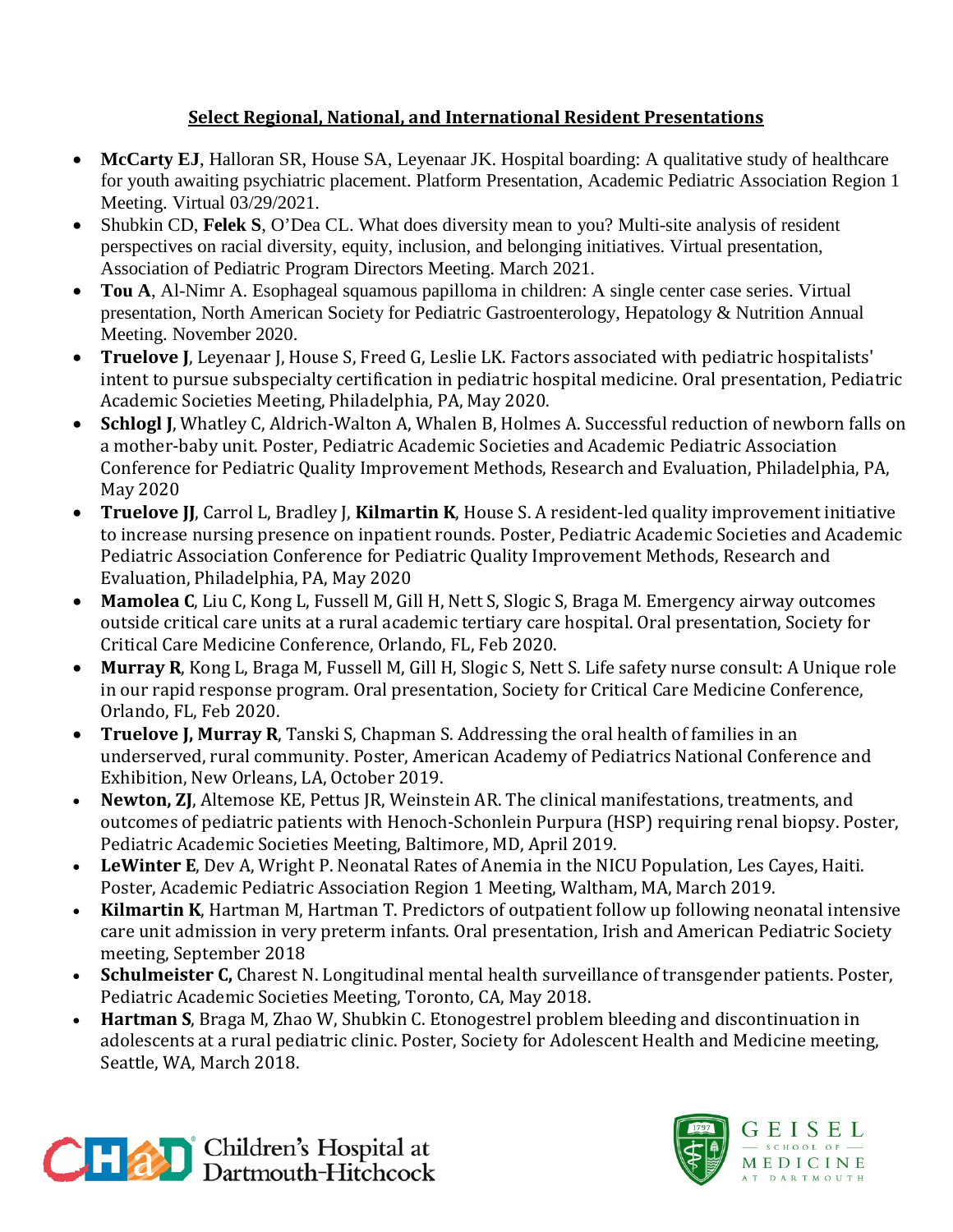**Select Regional, National, and International Resident Presentations**

- **McCarty EJ**, Halloran SR, House SA, Leyenaar JK. Hospital boarding: A qualitative study of healthcare for youth awaiting psychiatric placement. Platform Presentation, Academic Pediatric Association Region 1 Meeting. Virtual 03/29/2021.
- Shubkin CD, **Felek S**, O'Dea CL. What does diversity mean to you? Multi-site analysis of resident perspectives on racial diversity, equity, inclusion, and belonging initiatives. Virtual presentation, Association of Pediatric Program Directors Meeting. March 2021.
- **Tou A**, Al-Nimr A. Esophageal squamous papilloma in children: A single center case series. Virtual presentation, North American Society for Pediatric Gastroenterology, Hepatology & Nutrition Annual Meeting. November 2020.
- **Truelove J**, Leyenaar J, House S, Freed G, Leslie LK. Factors associated with pediatric hospitalists' intent to pursue subspecialty certification in pediatric hospital medicine. Oral presentation, Pediatric Academic Societies Meeting, Philadelphia, PA, May 2020.
- **Schlogl J**, Whatley C, Aldrich-Walton A, Whalen B, Holmes A. Successful reduction of newborn falls on a mother-baby unit. Poster, Pediatric Academic Societies and Academic Pediatric Association Conference for Pediatric Quality Improvement Methods, Research and Evaluation, Philadelphia, PA, May 2020
- **Truelove JJ**, Carrol L, Bradley J, **Kilmartin K**, House S. A resident-led quality improvement initiative to increase nursing presence on inpatient rounds. Poster, Pediatric Academic Societies and Academic Pediatric Association Conference for Pediatric Quality Improvement Methods, Research and Evaluation, Philadelphia, PA, May 2020
- **Mamolea C**, Liu C, Kong L, Fussell M, Gill H, Nett S, Slogic S, Braga M. Emergency airway outcomes outside critical care units at a rural academic tertiary care hospital. Oral presentation, Society for Critical Care Medicine Conference, Orlando, FL, Feb 2020.
- **Murray R**, Kong L, Braga M, Fussell M, Gill H, Slogic S, Nett S. Life safety nurse consult: A Unique role in our rapid response program. Oral presentation, Society for Critical Care Medicine Conference, Orlando, FL, Feb 2020.
- **Truelove J, Murray R**, Tanski S, Chapman S. Addressing the oral health of families in an underserved, rural community. Poster, American Academy of Pediatrics National Conference and Exhibition, New Orleans, LA, October 2019.
- **Newton, ZJ**, Altemose KE, Pettus JR, Weinstein AR. The clinical manifestations, treatments, and outcomes of pediatric patients with Henoch-Schonlein Purpura (HSP) requiring renal biopsy. Poster, Pediatric Academic Societies Meeting, Baltimore, MD, April 2019.
- **LeWinter E**, Dev A, Wright P. Neonatal Rates of Anemia in the NICU Population, Les Cayes, Haiti. Poster, Academic Pediatric Association Region 1 Meeting, Waltham, MA, March 2019.
- **Kilmartin K**, Hartman M, Hartman T. Predictors of outpatient follow up following neonatal intensive care unit admission in very preterm infants. Oral presentation, Irish and American Pediatric Society meeting, September 2018
- **Schulmeister C,** Charest N. Longitudinal mental health surveillance of transgender patients. Poster, Pediatric Academic Societies Meeting, Toronto, CA, May 2018.
- **Hartman S**, Braga M, Zhao W, Shubkin C. Etonogestrel problem bleeding and discontinuation in adolescents at a rural pediatric clinic. Poster, Society for Adolescent Health and Medicine meeting, Seattle, WA, March 2018.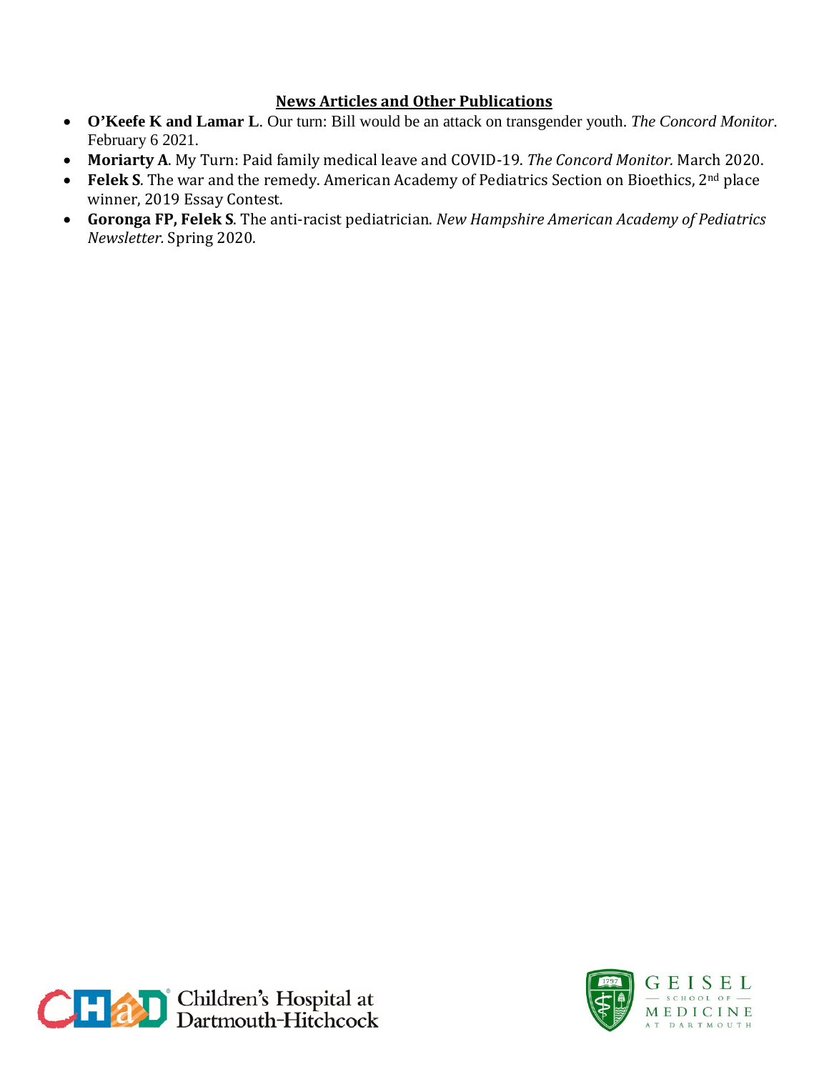## News Articles and Other Publications

- **O'Keefe K and Lamar L**. Our turn: Bill would be an attack on transgender youth. *The Concord Monitor*. February 6 2021.
- **Moriarty A**. My Turn: Paid family medical leave and COVID-19. *The Concord Monitor.* March 2020.
- **Felek S**. The war and the remedy. American Academy of Pediatrics Section on Bioethics, 2nd place winner, 2019 Essay Contest.
- **Goronga FP, Felek S**. The anti-racist pediatrician. *New Hampshire American Academy of Pediatrics Newsletter.* Spring 2020.